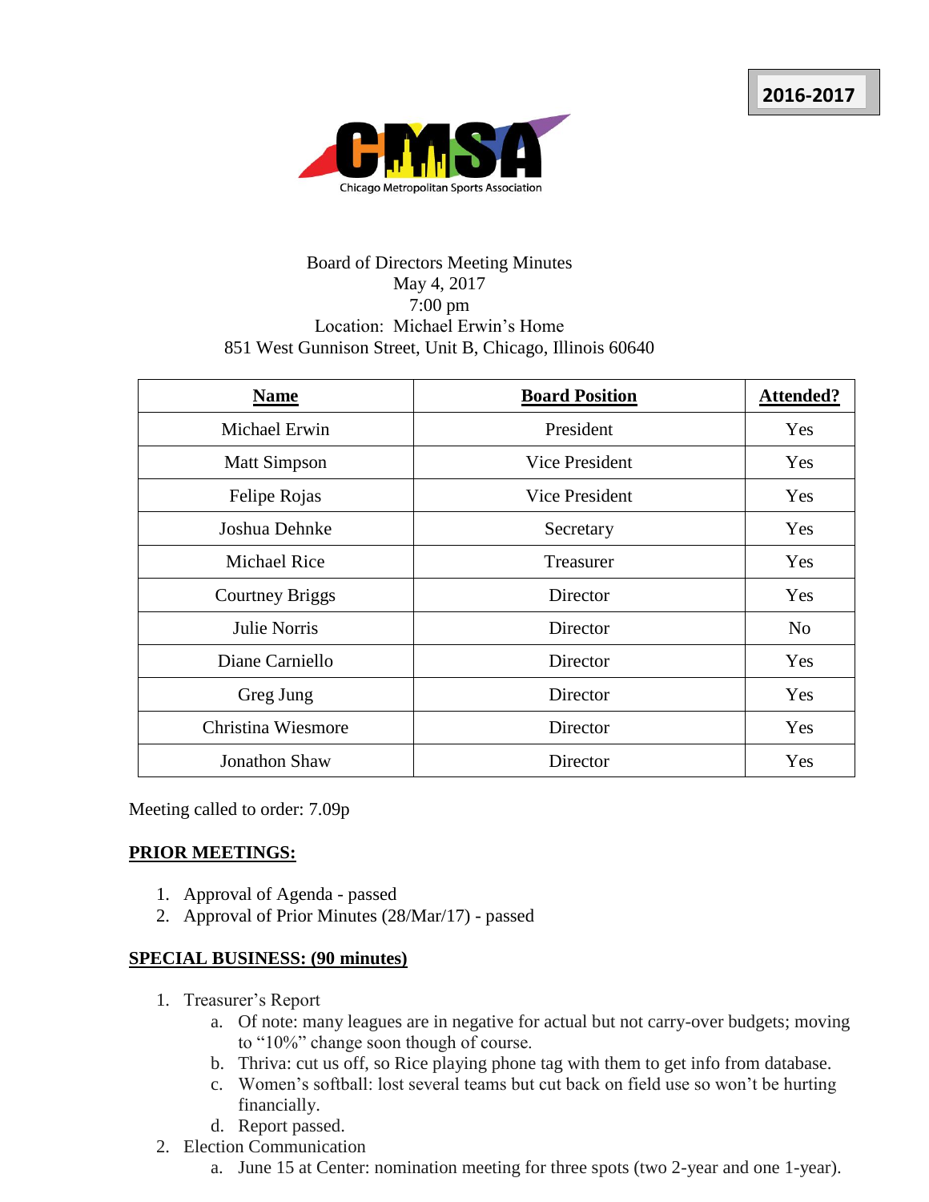2016-2017

CMSA

Chicago Metropolitan Sports Association

Board of Directors Meeting Minutes
May 4, 2017
7:00 pm
Location: Michael Erwin's Home
851 West Gunnison Street, Unit B, Chicago, Illinois 60640

| **Name** | **Board Position** | **Attended?** |
|---|---|---|
| Michael Erwin | President | Yes |
| Matt Simpson | Vice President | Yes |
| Felipe Rojas | Vice President | Yes |
| Joshua Dehnke | Secretary | Yes |
| Michael Rice | Treasurer | Yes |
| Courtney Briggs | Director | Yes |
| Julie Norris | Director | No |
| Diane Carniello | Director | Yes |
| Greg Jung | Director | Yes |
| Christina Wiesmore | Director | Yes |
| Jonathon Shaw | Director | Yes |

Meeting called to order: 7.09p

**PRIOR MEETINGS:**

1. Approval of Agenda - passed
2. Approval of Prior Minutes (28/Mar/17) - passed

**SPECIAL BUSINESS: (90 minutes)**

1. Treasurer's Report
   a. Of note: many leagues are in negative for actual but not carry-over budgets; moving to "10%" change soon though of course.
   b. Thriva: cut us off, so Rice playing phone tag with them to get info from database.
   c. Women's softball: lost several teams but cut back on field use so won't be hurting financially.
   d. Report passed.
2. Election Communication
   a. June 15 at Center: nomination meeting for three spots (two 2-year and one 1-year).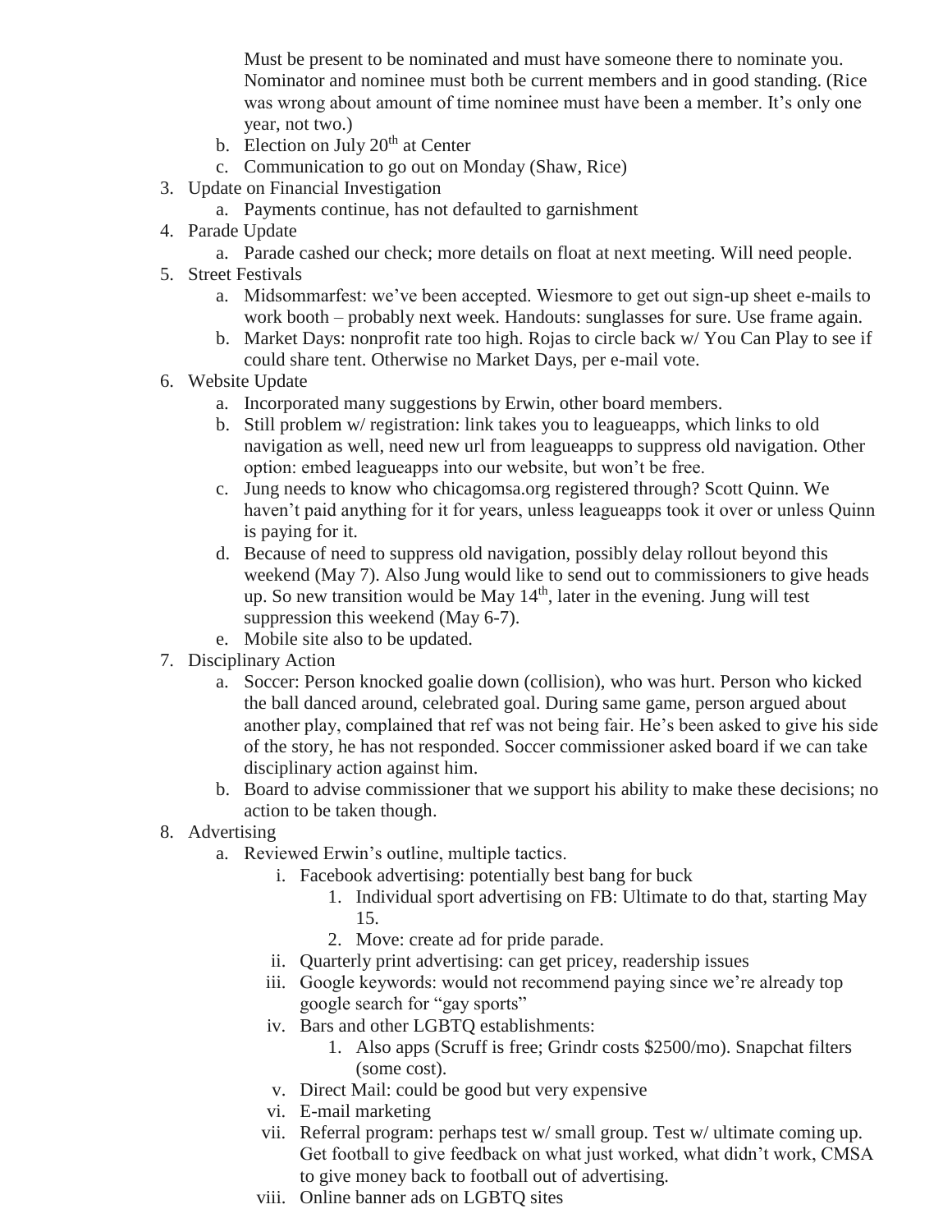Must be present to be nominated and must have someone there to nominate you. Nominator and nominee must both be current members and in good standing. (Rice was wrong about amount of time nominee must have been a member. It's only one year, not two.)

   b. Election on July 20th at Center

   c. Communication to go out on Monday (Shaw, Rice)

3. Update on Financial Investigation
   a. Payments continue, has not defaulted to garnishment
4. Parade Update
   a. Parade cashed our check; more details on float at next meeting. Will need people.
5. Street Festivals
   a. Midsommarfest: we've been accepted. Wiesmore to get out sign-up sheet e-mails to work booth – probably next week. Handouts: sunglasses for sure. Use frame again.
   b. Market Days: nonprofit rate too high. Rojas to circle back w/ You Can Play to see if could share tent. Otherwise no Market Days, per e-mail vote.
6. Website Update
   a. Incorporated many suggestions by Erwin, other board members.
   b. Still problem w/ registration: link takes you to leagueapps, which links to old navigation as well, need new url from leagueapps to suppress old navigation. Other option: embed leagueapps into our website, but won't be free.
   c. Jung needs to know who chicagomsa.org registered through? Scott Quinn. We haven't paid anything for it for years, unless leagueapps took it over or unless Quinn is paying for it.
   d. Because of need to suppress old navigation, possibly delay rollout beyond this weekend (May 7). Also Jung would like to send out to commissioners to give heads up. So new transition would be May 14th, later in the evening. Jung will test suppression this weekend (May 6-7).
   e. Mobile site also to be updated.
7. Disciplinary Action
   a. Soccer: Person knocked goalie down (collision), who was hurt. Person who kicked the ball danced around, celebrated goal. During same game, person argued about another play, complained that ref was not being fair. He's been asked to give his side of the story, he has not responded. Soccer commissioner asked board if we can take disciplinary action against him.
   b. Board to advise commissioner that we support his ability to make these decisions; no action to be taken though.
8. Advertising
   a. Reviewed Erwin's outline, multiple tactics.
      i. Facebook advertising: potentially best bang for buck
         1. Individual sport advertising on FB: Ultimate to do that, starting May 15.
         2. Move: create ad for pride parade.
      ii. Quarterly print advertising: can get pricey, readership issues
      iii. Google keywords: would not recommend paying since we're already top google search for "gay sports"
      iv. Bars and other LGBTQ establishments:
         1. Also apps (Scruff is free; Grindr costs $2500/mo). Snapchat filters (some cost).
      v. Direct Mail: could be good but very expensive
      vi. E-mail marketing
      vii. Referral program: perhaps test w/ small group. Test w/ ultimate coming up. Get football to give feedback on what just worked, what didn't work, CMSA to give money back to football out of advertising.
      viii. Online banner ads on LGBTQ sites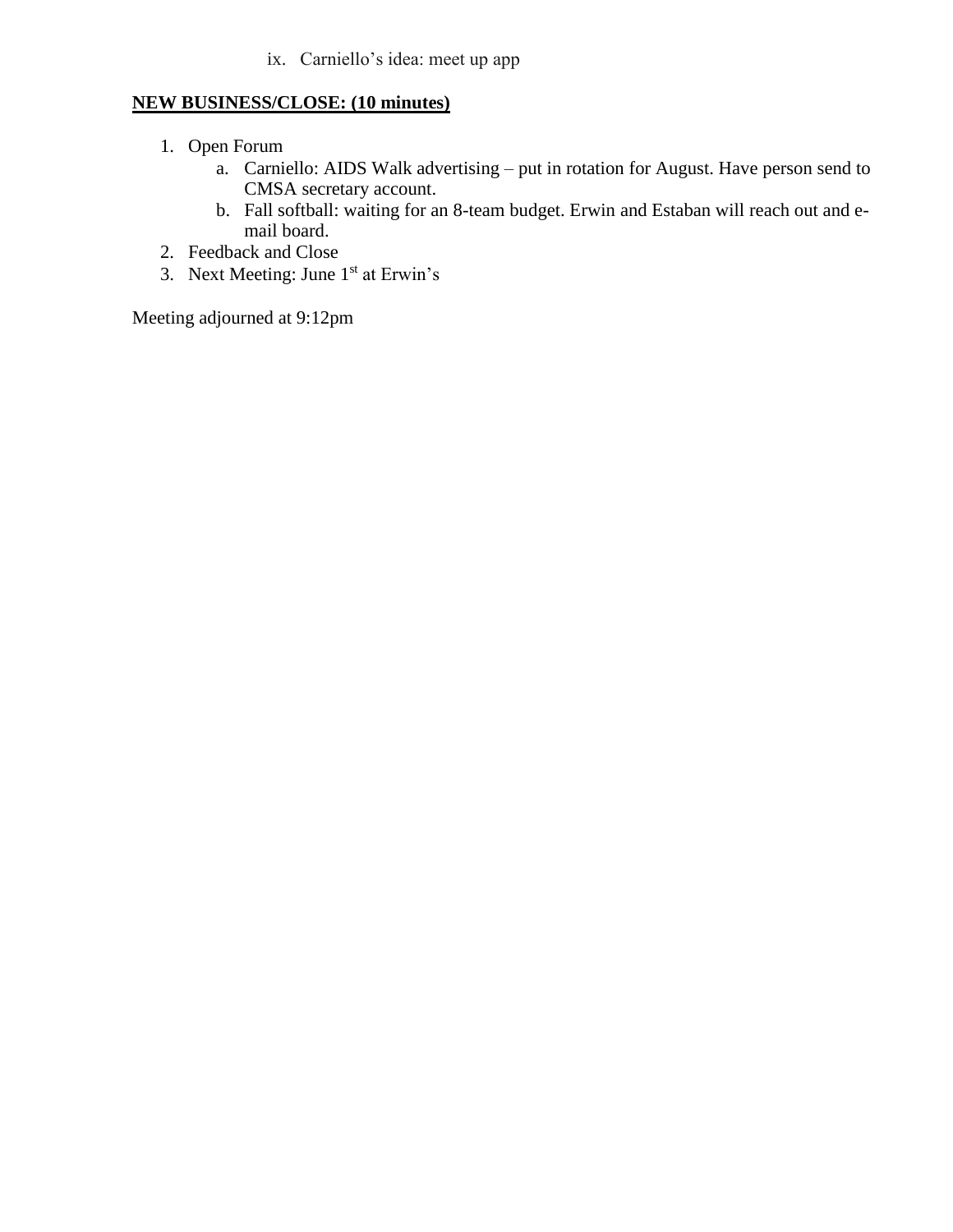ix. Carniello's idea: meet up app

**NEW BUSINESS/CLOSE: (10 minutes)**

1. Open Forum
   a. Carniello: AIDS Walk advertising – put in rotation for August. Have person send to CMSA secretary account.
   b. Fall softball: waiting for an 8-team budget. Erwin and Estaban will reach out and e-mail board.
2. Feedback and Close
3. Next Meeting: June 1st at Erwin's

Meeting adjourned at 9:12pm